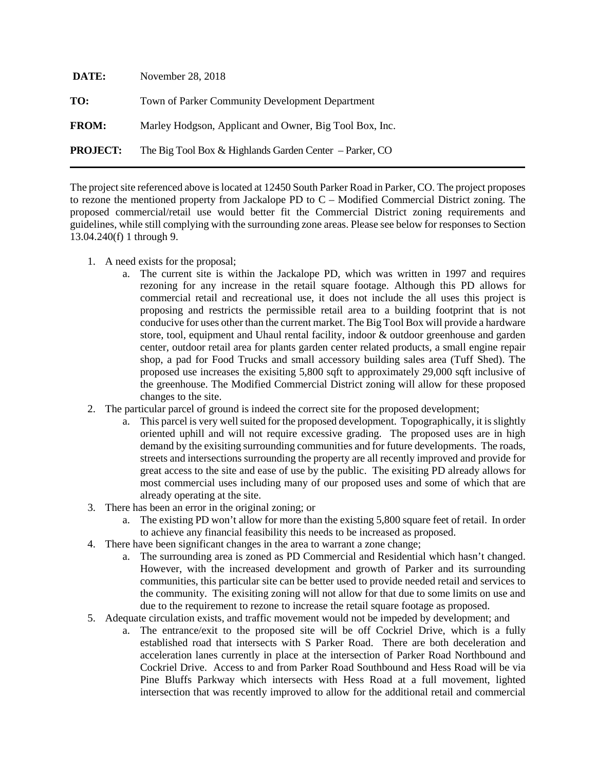**DATE:** November 28, 2018

**TO:** Town of Parker Community Development Department

**FROM:** Marley Hodgson, Applicant and Owner, Big Tool Box, Inc.

**PROJECT:** The Big Tool Box & Highlands Garden Center – Parker, CO

---

The project site referenced above is located at 12450 South Parker Road in Parker, CO. The project proposes to rezone the mentioned property from Jackalope PD to C – Modified Commercial District zoning. The proposed commercial/retail use would better fit the Commercial District zoning requirements and guidelines, while still complying with the surrounding zone areas. Please see below for responses to Section 13.04.240(f) 1 through 9.

1. A need exists for the proposal;
   a. The current site is within the Jackalope PD, which was written in 1997 and requires rezoning for any increase in the retail square footage. Although this PD allows for commercial retail and recreational use, it does not include the all uses this project is proposing and restricts the permissible retail area to a building footprint that is not conducive for uses other than the current market. The Big Tool Box will provide a hardware store, tool, equipment and Uhaul rental facility, indoor & outdoor greenhouse and garden center, outdoor retail area for plants garden center related products, a small engine repair shop, a pad for Food Trucks and small accessory building sales area (Tuff Shed). The proposed use increases the exisiting 5,800 sqft to approximately 29,000 sqft inclusive of the greenhouse. The Modified Commercial District zoning will allow for these proposed changes to the site.
2. The particular parcel of ground is indeed the correct site for the proposed development;
   a. This parcel is very well suited for the proposed development. Topographically, it is slightly oriented uphill and will not require excessive grading. The proposed uses are in high demand by the exisiting surrounding communities and for future developments. The roads, streets and intersections surrounding the property are all recently improved and provide for great access to the site and ease of use by the public. The exisiting PD already allows for most commercial uses including many of our proposed uses and some of which that are already operating at the site.
3. There has been an error in the original zoning; or
   a. The existing PD won't allow for more than the existing 5,800 square feet of retail. In order to achieve any financial feasibility this needs to be increased as proposed.
4. There have been significant changes in the area to warrant a zone change;
   a. The surrounding area is zoned as PD Commercial and Residential which hasn't changed. However, with the increased development and growth of Parker and its surrounding communities, this particular site can be better used to provide needed retail and services to the community. The exisiting zoning will not allow for that due to some limits on use and due to the requirement to rezone to increase the retail square footage as proposed.
5. Adequate circulation exists, and traffic movement would not be impeded by development; and
   a. The entrance/exit to the proposed site will be off Cockriel Drive, which is a fully established road that intersects with S Parker Road. There are both deceleration and acceleration lanes currently in place at the intersection of Parker Road Northbound and Cockriel Drive. Access to and from Parker Road Southbound and Hess Road will be via Pine Bluffs Parkway which intersects with Hess Road at a full movement, lighted intersection that was recently improved to allow for the additional retail and commercial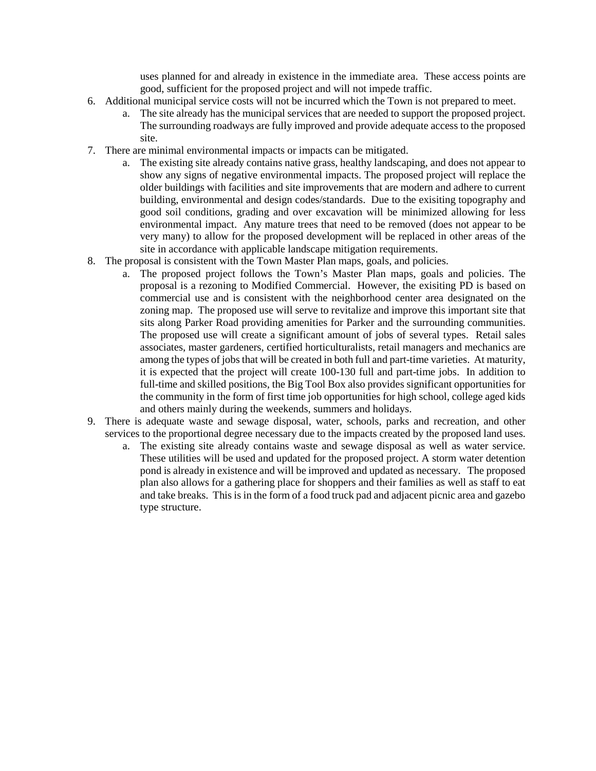uses planned for and already in existence in the immediate area. These access points are good, sufficient for the proposed project and will not impede traffic.

6. Additional municipal service costs will not be incurred which the Town is not prepared to meet.
    a. The site already has the municipal services that are needed to support the proposed project. The surrounding roadways are fully improved and provide adequate access to the proposed site.
7. There are minimal environmental impacts or impacts can be mitigated.
    a. The existing site already contains native grass, healthy landscaping, and does not appear to show any signs of negative environmental impacts. The proposed project will replace the older buildings with facilities and site improvements that are modern and adhere to current building, environmental and design codes/standards. Due to the exisiting topography and good soil conditions, grading and over excavation will be minimized allowing for less environmental impact. Any mature trees that need to be removed (does not appear to be very many) to allow for the proposed development will be replaced in other areas of the site in accordance with applicable landscape mitigation requirements.
8. The proposal is consistent with the Town Master Plan maps, goals, and policies.
    a. The proposed project follows the Town's Master Plan maps, goals and policies. The proposal is a rezoning to Modified Commercial. However, the exisiting PD is based on commercial use and is consistent with the neighborhood center area designated on the zoning map. The proposed use will serve to revitalize and improve this important site that sits along Parker Road providing amenities for Parker and the surrounding communities. The proposed use will create a significant amount of jobs of several types. Retail sales associates, master gardeners, certified horticulturalists, retail managers and mechanics are among the types of jobs that will be created in both full and part-time varieties. At maturity, it is expected that the project will create 100-130 full and part-time jobs. In addition to full-time and skilled positions, the Big Tool Box also provides significant opportunities for the community in the form of first time job opportunities for high school, college aged kids and others mainly during the weekends, summers and holidays.
9. There is adequate waste and sewage disposal, water, schools, parks and recreation, and other services to the proportional degree necessary due to the impacts created by the proposed land uses.
    a. The existing site already contains waste and sewage disposal as well as water service. These utilities will be used and updated for the proposed project. A storm water detention pond is already in existence and will be improved and updated as necessary. The proposed plan also allows for a gathering place for shoppers and their families as well as staff to eat and take breaks. This is in the form of a food truck pad and adjacent picnic area and gazebo type structure.